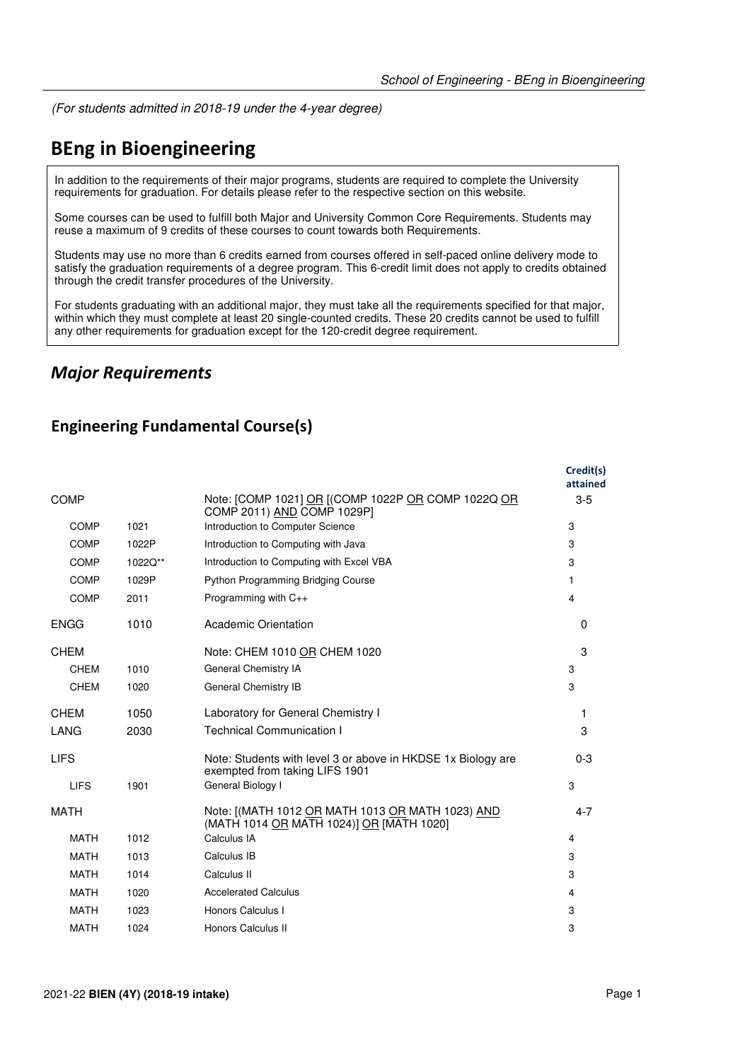(For students admitted in 2018-19 under the 4-year degree)

# BEng in Bioengineering

In addition to the requirements of their major programs, students are required to complete the University requirements for graduation. For details please refer to the respective section on this website.

Some courses can be used to fulfill both Major and University Common Core Requirements. Students may reuse a maximum of 9 credits of these courses to count towards both Requirements.

Students may use no more than 6 credits earned from courses offered in self-paced online delivery mode to satisfy the graduation requirements of a degree program. This 6-credit limit does not apply to credits obtained through the credit transfer procedures of the University.

For students graduating with an additional major, they must take all the requirements specified for that major, within which they must complete at least 20 single-counted credits. These 20 credits cannot be used to fulfill any other requirements for graduation except for the 120-credit degree requirement.

## *Major Requirements*

### Engineering Fundamental Course(s)

| | | | Credit(s) attained |
|---|---|---|---|
| COMP | | Note: [COMP 1021] OR [(COMP 1022P OR COMP 1022Q OR COMP 2011) AND COMP 1029P] | 3-5 |
| COMP | 1021 | Introduction to Computer Science | 3 |
| COMP | 1022P | Introduction to Computing with Java | 3 |
| COMP | 1022Q** | Introduction to Computing with Excel VBA | 3 |
| COMP | 1029P | Python Programming Bridging Course | 1 |
| COMP | 2011 | Programming with C++ | 4 |
| ENGG | 1010 | Academic Orientation | 0 |
| CHEM | | Note: CHEM 1010 OR CHEM 1020 | 3 |
| CHEM | 1010 | General Chemistry IA | 3 |
| CHEM | 1020 | General Chemistry IB | 3 |
| CHEM | 1050 | Laboratory for General Chemistry I | 1 |
| LANG | 2030 | Technical Communication I | 3 |
| LIFS | | Note: Students with level 3 or above in HKDSE 1x Biology are exempted from taking LIFS 1901 | 0-3 |
| LIFS | 1901 | General Biology I | 3 |
| MATH | | Note: [(MATH 1012 OR MATH 1013 OR MATH 1023) AND (MATH 1014 OR MATH 1024)] OR [MATH 1020] | 4-7 |
| MATH | 1012 | Calculus IA | 4 |
| MATH | 1013 | Calculus IB | 3 |
| MATH | 1014 | Calculus II | 3 |
| MATH | 1020 | Accelerated Calculus | 4 |
| MATH | 1023 | Honors Calculus I | 3 |
| MATH | 1024 | Honors Calculus II | 3 |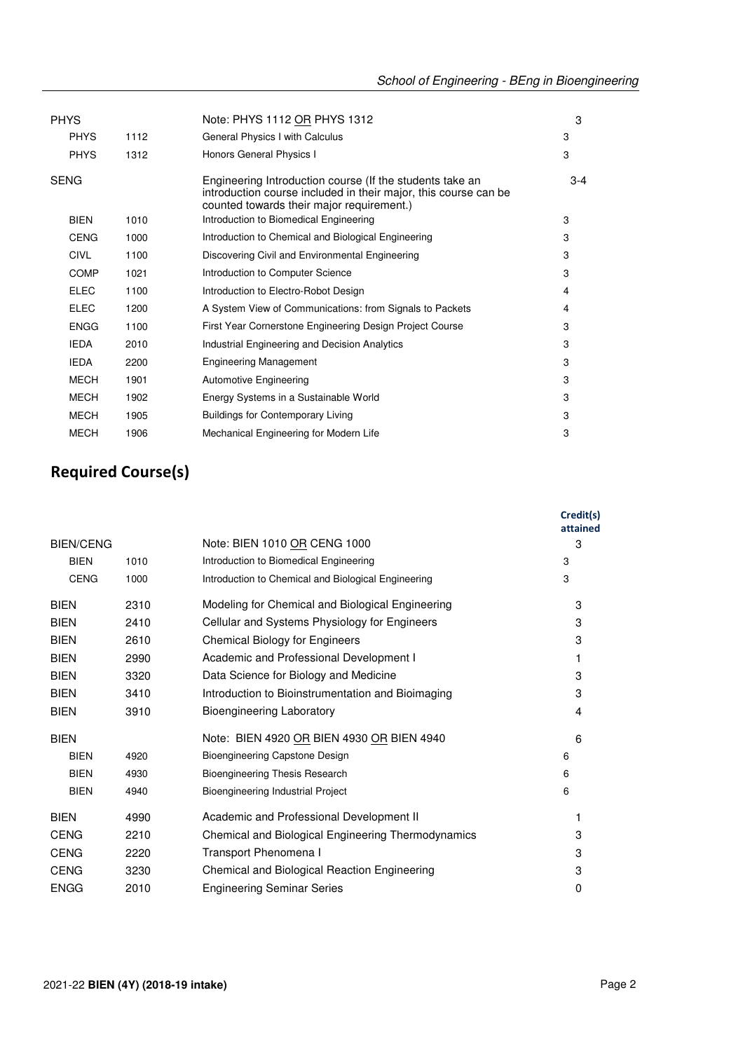| | | | |
|---|---|---|---|
| PHYS | | Note: PHYS 1112 OR PHYS 1312 | 3 |
| PHYS | 1112 | General Physics I with Calculus | 3 |
| PHYS | 1312 | Honors General Physics I | 3 |
| SENG | | Engineering Introduction course (If the students take an introduction course included in their major, this course can be counted towards their major requirement.) | 3-4 |
| BIEN | 1010 | Introduction to Biomedical Engineering | 3 |
| CENG | 1000 | Introduction to Chemical and Biological Engineering | 3 |
| CIVL | 1100 | Discovering Civil and Environmental Engineering | 3 |
| COMP | 1021 | Introduction to Computer Science | 3 |
| ELEC | 1100 | Introduction to Electro-Robot Design | 4 |
| ELEC | 1200 | A System View of Communications: from Signals to Packets | 4 |
| ENGG | 1100 | First Year Cornerstone Engineering Design Project Course | 3 |
| IEDA | 2010 | Industrial Engineering and Decision Analytics | 3 |
| IEDA | 2200 | Engineering Management | 3 |
| MECH | 1901 | Automotive Engineering | 3 |
| MECH | 1902 | Energy Systems in a Sustainable World | 3 |
| MECH | 1905 | Buildings for Contemporary Living | 3 |
| MECH | 1906 | Mechanical Engineering for Modern Life | 3 |

## Required Course(s)

| | | | Credit(s) attained |
|---|---|---|---|
| BIEN/CENG | | Note: BIEN 1010 OR CENG 1000 | 3 |
| BIEN | 1010 | Introduction to Biomedical Engineering | 3 |
| CENG | 1000 | Introduction to Chemical and Biological Engineering | 3 |
| BIEN | 2310 | Modeling for Chemical and Biological Engineering | 3 |
| BIEN | 2410 | Cellular and Systems Physiology for Engineers | 3 |
| BIEN | 2610 | Chemical Biology for Engineers | 3 |
| BIEN | 2990 | Academic and Professional Development I | 1 |
| BIEN | 3320 | Data Science for Biology and Medicine | 3 |
| BIEN | 3410 | Introduction to Bioinstrumentation and Bioimaging | 3 |
| BIEN | 3910 | Bioengineering Laboratory | 4 |
| BIEN | | Note: BIEN 4920 OR BIEN 4930 OR BIEN 4940 | 6 |
| BIEN | 4920 | Bioengineering Capstone Design | 6 |
| BIEN | 4930 | Bioengineering Thesis Research | 6 |
| BIEN | 4940 | Bioengineering Industrial Project | 6 |
| BIEN | 4990 | Academic and Professional Development II | 1 |
| CENG | 2210 | Chemical and Biological Engineering Thermodynamics | 3 |
| CENG | 2220 | Transport Phenomena I | 3 |
| CENG | 3230 | Chemical and Biological Reaction Engineering | 3 |
| ENGG | 2010 | Engineering Seminar Series | 0 |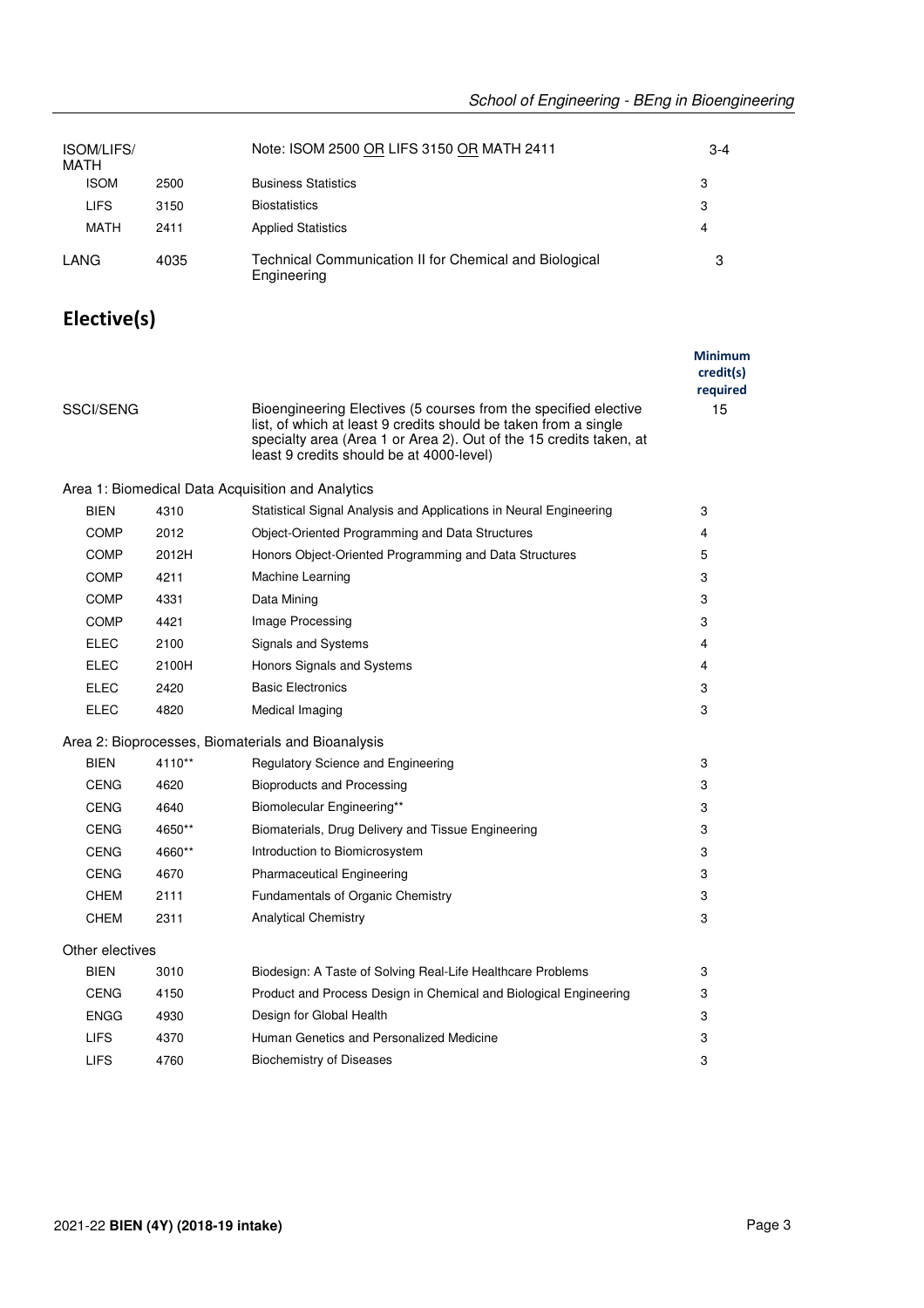| | | | |
|---|---|---|---|
| ISOM/LIFS/ MATH | | Note: ISOM 2500 OR LIFS 3150 OR MATH 2411 | 3-4 |
| ISOM | 2500 | Business Statistics | 3 |
| LIFS | 3150 | Biostatistics | 3 |
| MATH | 2411 | Applied Statistics | 4 |
| LANG | 4035 | Technical Communication II for Chemical and Biological Engineering | 3 |

## Elective(s)

| | | | Minimum credit(s) required |
|---|---|---|---|
| SSCI/SENG | | Bioengineering Electives (5 courses from the specified elective list, of which at least 9 credits should be taken from a single specialty area (Area 1 or Area 2). Out of the 15 credits taken, at least 9 credits should be at 4000-level) | 15 |
| **Area 1: Biomedical Data Acquisition and Analytics** | | | |
| BIEN | 4310 | Statistical Signal Analysis and Applications in Neural Engineering | 3 |
| COMP | 2012 | Object-Oriented Programming and Data Structures | 4 |
| COMP | 2012H | Honors Object-Oriented Programming and Data Structures | 5 |
| COMP | 4211 | Machine Learning | 3 |
| COMP | 4331 | Data Mining | 3 |
| COMP | 4421 | Image Processing | 3 |
| ELEC | 2100 | Signals and Systems | 4 |
| ELEC | 2100H | Honors Signals and Systems | 4 |
| ELEC | 2420 | Basic Electronics | 3 |
| ELEC | 4820 | Medical Imaging | 3 |
| **Area 2: Bioprocesses, Biomaterials and Bioanalysis** | | | |
| BIEN | 4110** | Regulatory Science and Engineering | 3 |
| CENG | 4620 | Bioproducts and Processing | 3 |
| CENG | 4640 | Biomolecular Engineering** | 3 |
| CENG | 4650** | Biomaterials, Drug Delivery and Tissue Engineering | 3 |
| CENG | 4660** | Introduction to Biomicrosystem | 3 |
| CENG | 4670 | Pharmaceutical Engineering | 3 |
| CHEM | 2111 | Fundamentals of Organic Chemistry | 3 |
| CHEM | 2311 | Analytical Chemistry | 3 |
| **Other electives** | | | |
| BIEN | 3010 | Biodesign: A Taste of Solving Real-Life Healthcare Problems | 3 |
| CENG | 4150 | Product and Process Design in Chemical and Biological Engineering | 3 |
| ENGG | 4930 | Design for Global Health | 3 |
| LIFS | 4370 | Human Genetics and Personalized Medicine | 3 |
| LIFS | 4760 | Biochemistry of Diseases | 3 |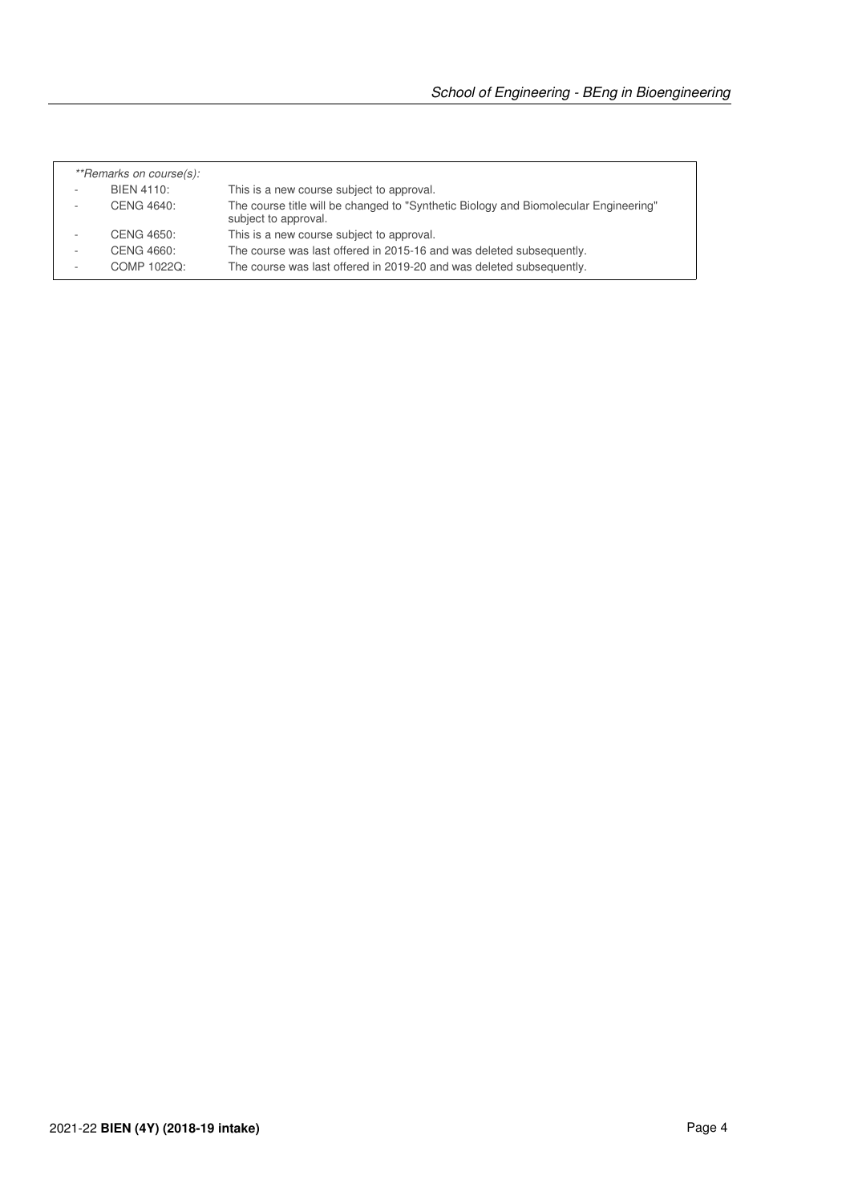*\*\*Remarks on course(s):*

- BIEN 4110: This is a new course subject to approval.
- CENG 4640: The course title will be changed to "Synthetic Biology and Biomolecular Engineering" subject to approval.
- CENG 4650: This is a new course subject to approval.
- CENG 4660: The course was last offered in 2015-16 and was deleted subsequently.
- COMP 1022Q: The course was last offered in 2019-20 and was deleted subsequently.